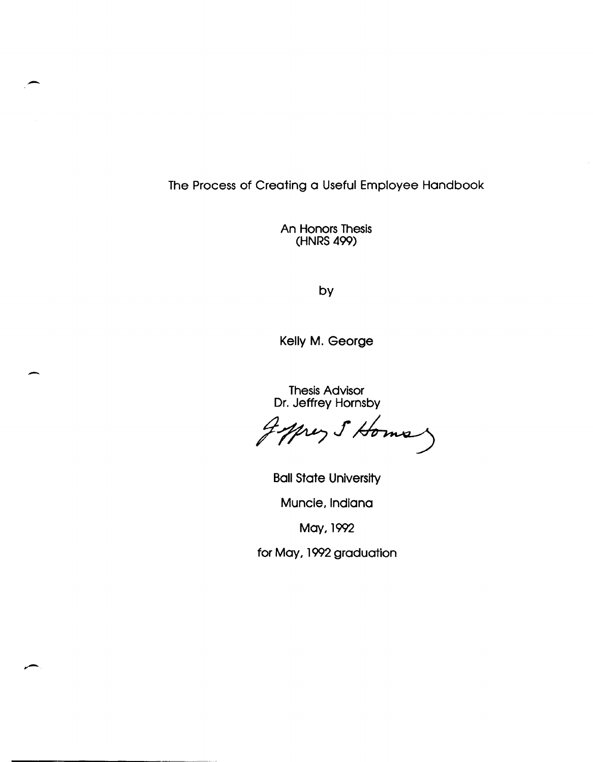# The Process of Creating a Useful Employee Handbook

An Honors Thesis
(HNRS 499)

by

Kelly M. George

Thesis Advisor
Dr. Jeffrey Hornsby

Ball State University

Muncie, Indiana

May, 1992

for May, 1992 graduation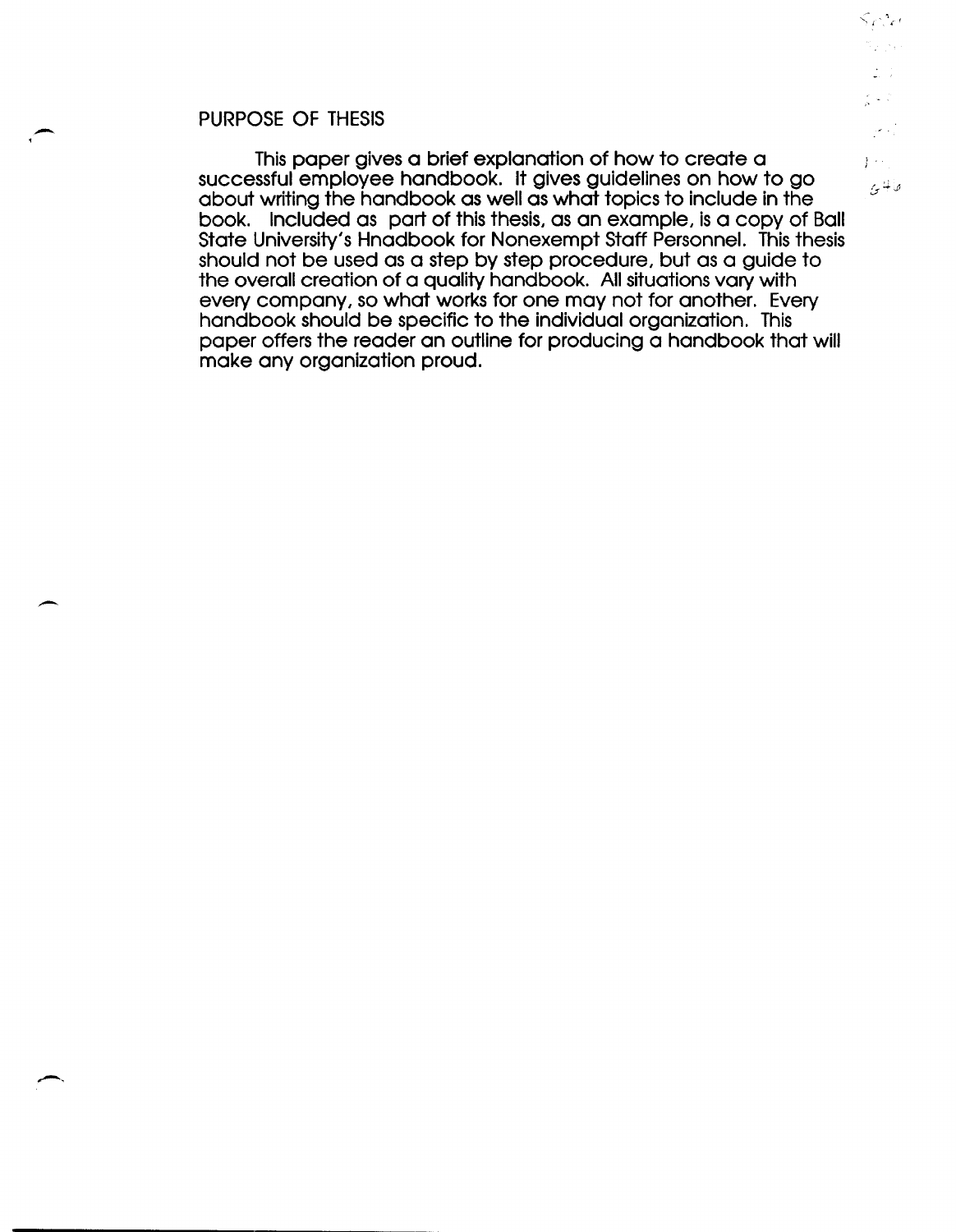## PURPOSE OF THESIS

This paper gives a brief explanation of how to create a successful employee handbook. It gives guidelines on how to go about writing the handbook as well as what topics to include in the book. Included as part of this thesis, as an example, is a copy of Ball State University's Hnadbook for Nonexempt Staff Personnel. This thesis should not be used as a step by step procedure, but as a guide to the overall creation of a quality handbook. All situations vary with every company, so what works for one may not for another. Every handbook should be specific to the individual organization. This paper offers the reader an outline for producing a handbook that will make any organization proud.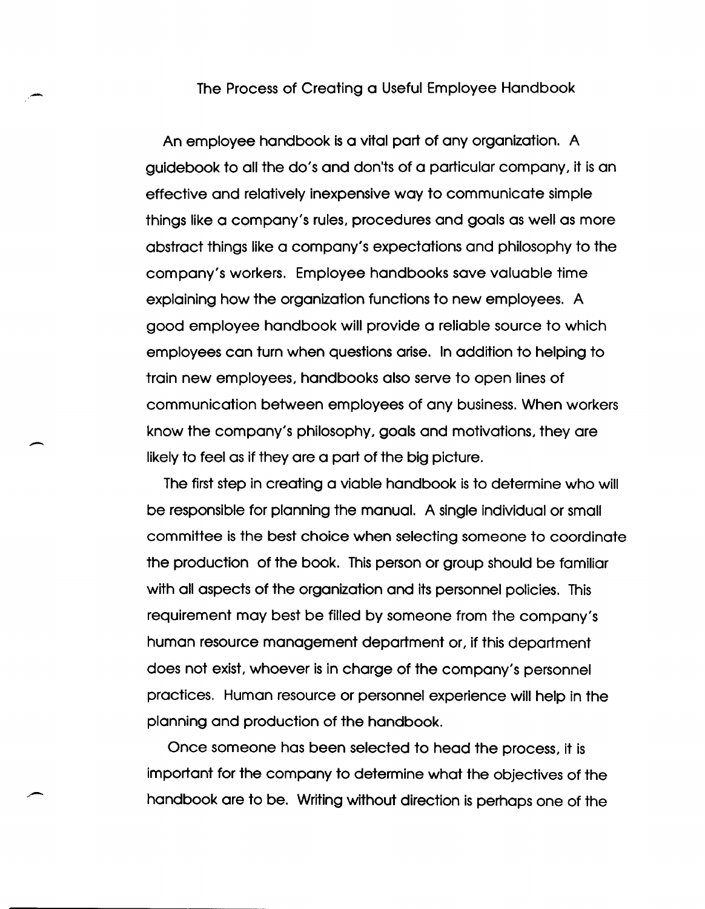# The Process of Creating a Useful Employee Handbook

An employee handbook is a vital part of any organization. A guidebook to all the do's and don'ts of a particular company, it is an effective and relatively inexpensive way to communicate simple things like a company's rules, procedures and goals as well as more abstract things like a company's expectations and philosophy to the company's workers. Employee handbooks save valuable time explaining how the organization functions to new employees. A good employee handbook will provide a reliable source to which employees can turn when questions arise. In addition to helping to train new employees, handbooks also serve to open lines of communication between employees of any business. When workers know the company's philosophy, goals and motivations, they are likely to feel as if they are a part of the big picture.

The first step in creating a viable handbook is to determine who will be responsible for planning the manual. A single individual or small committee is the best choice when selecting someone to coordinate the production of the book. This person or group should be familiar with all aspects of the organization and its personnel policies. This requirement may best be filled by someone from the company's human resource management department or, if this department does not exist, whoever is in charge of the company's personnel practices. Human resource or personnel experience will help in the planning and production of the handbook.

Once someone has been selected to head the process, it is important for the company to determine what the objectives of the handbook are to be. Writing without direction is perhaps one of the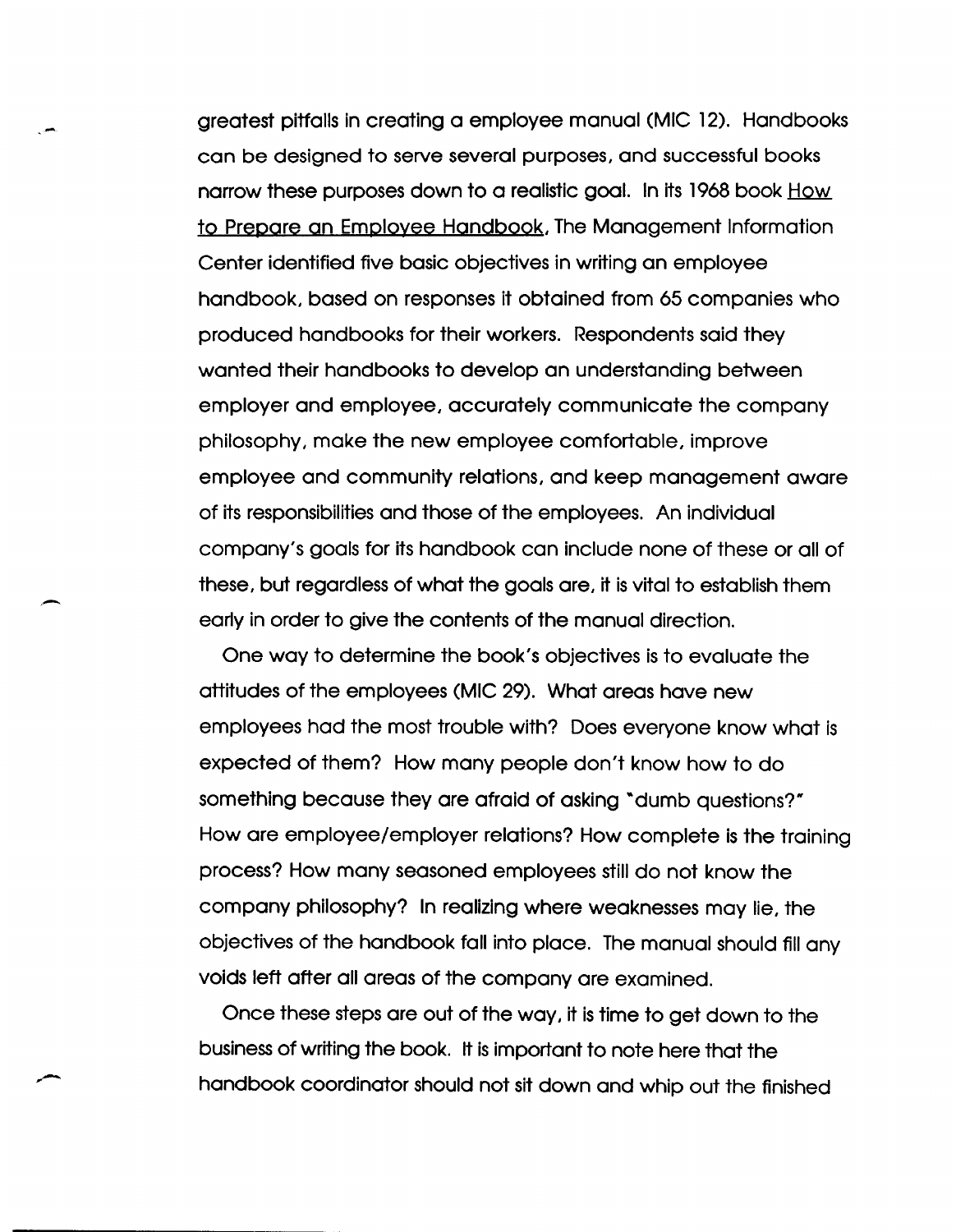greatest pitfalls in creating a employee manual (MIC 12). Handbooks can be designed to serve several purposes, and successful books narrow these purposes down to a realistic goal. In its 1968 book How to Prepare an Employee Handbook, The Management Information Center identified five basic objectives in writing an employee handbook, based on responses it obtained from 65 companies who produced handbooks for their workers. Respondents said they wanted their handbooks to develop an understanding between employer and employee, accurately communicate the company philosophy, make the new employee comfortable, improve employee and community relations, and keep management aware of its responsibilities and those of the employees. An individual company's goals for its handbook can include none of these or all of these, but regardless of what the goals are, it is vital to establish them early in order to give the contents of the manual direction.

One way to determine the book's objectives is to evaluate the attitudes of the employees (MIC 29). What areas have new employees had the most trouble with? Does everyone know what is expected of them? How many people don't know how to do something because they are afraid of asking "dumb questions?" How are employee/employer relations? How complete is the training process? How many seasoned employees still do not know the company philosophy? In realizing where weaknesses may lie, the objectives of the handbook fall into place. The manual should fill any voids left after all areas of the company are examined.

Once these steps are out of the way, it is time to get down to the business of writing the book. It is important to note here that the handbook coordinator should not sit down and whip out the finished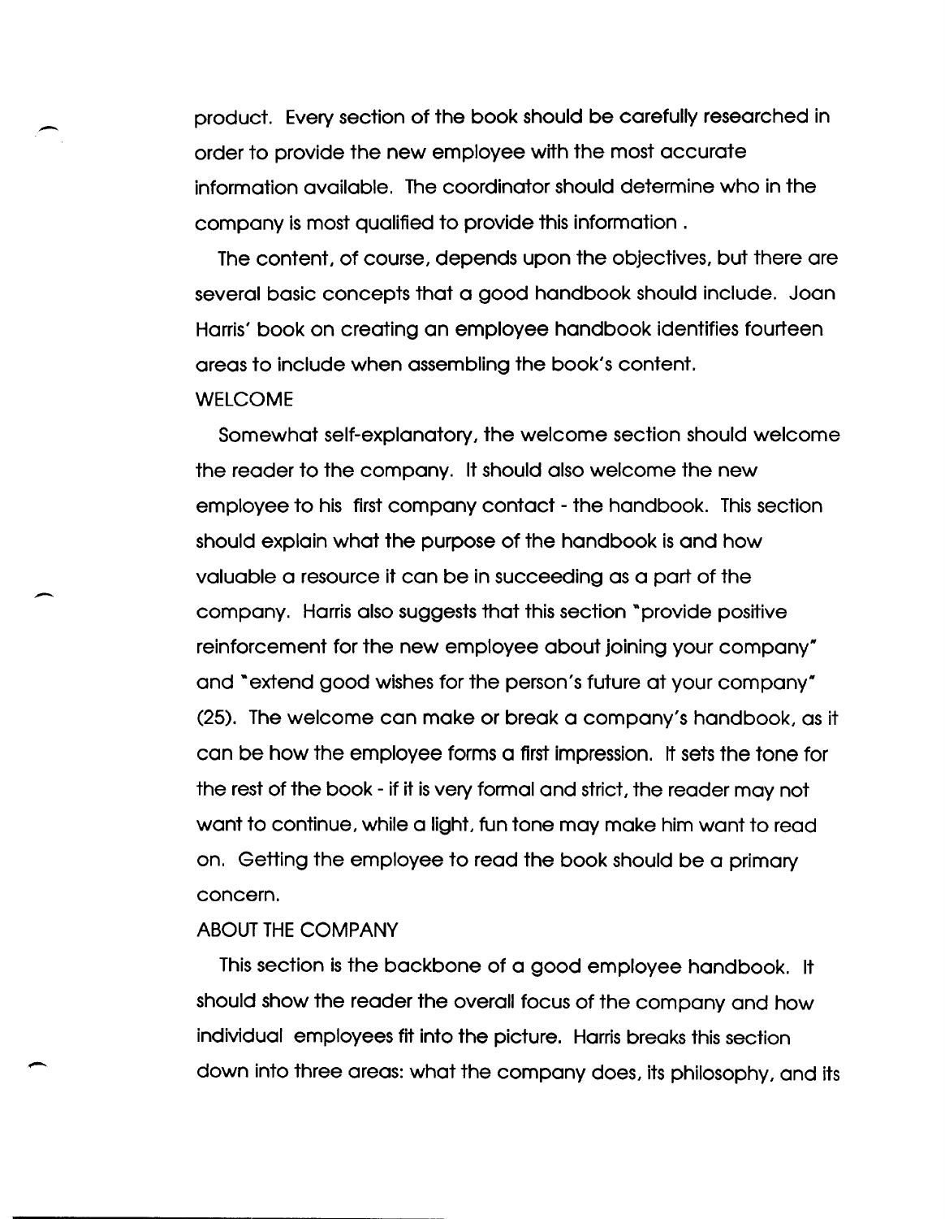product. Every section of the book should be carefully researched in order to provide the new employee with the most accurate information available. The coordinator should determine who in the company is most qualified to provide this information .

The content, of course, depends upon the objectives, but there are several basic concepts that a good handbook should include. Joan Harris' book on creating an employee handbook identifies fourteen areas to include when assembling the book's content.

## WELCOME

Somewhat self-explanatory, the welcome section should welcome the reader to the company. It should also welcome the new employee to his first company contact - the handbook. This section should explain what the purpose of the handbook is and how valuable a resource it can be in succeeding as a part of the company. Harris also suggests that this section "provide positive reinforcement for the new employee about joining your company" and "extend good wishes for the person's future at your company" (25). The welcome can make or break a company's handbook, as it can be how the employee forms a first impression. It sets the tone for the rest of the book - if it is very formal and strict, the reader may not want to continue, while a light, fun tone may make him want to read on. Getting the employee to read the book should be a primary concern.

## ABOUT THE COMPANY

This section is the backbone of a good employee handbook. It should show the reader the overall focus of the company and how individual employees fit into the picture. Harris breaks this section down into three areas: what the company does, its philosophy, and its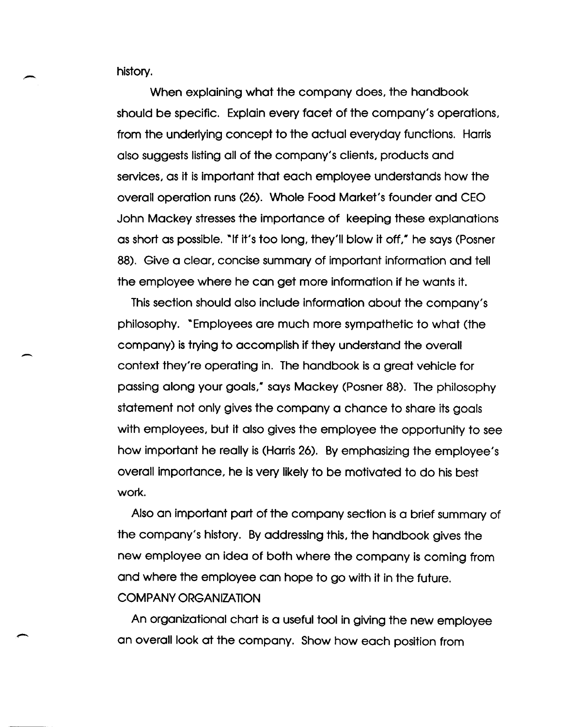history.

When explaining what the company does, the handbook should be specific. Explain every facet of the company's operations, from the underlying concept to the actual everyday functions. Harris also suggests listing all of the company's clients, products and services, as it is important that each employee understands how the overall operation runs (26). Whole Food Market's founder and CEO John Mackey stresses the importance of keeping these explanations as short as possible. "If it's too long, they'll blow it off," he says (Posner 88). Give a clear, concise summary of important information and tell the employee where he can get more information if he wants it.

This section should also include information about the company's philosophy. "Employees are much more sympathetic to what (the company) is trying to accomplish if they understand the overall context they're operating in. The handbook is a great vehicle for passing along your goals," says Mackey (Posner 88). The philosophy statement not only gives the company a chance to share its goals with employees, but it also gives the employee the opportunity to see how important he really is (Harris 26). By emphasizing the employee's overall importance, he is very likely to be motivated to do his best work.

Also an important part of the company section is a brief summary of the company's history. By addressing this, the handbook gives the new employee an idea of both where the company is coming from and where the employee can hope to go with it in the future.

COMPANY ORGANIZATION

An organizational chart is a useful tool in giving the new employee an overall look at the company. Show how each position from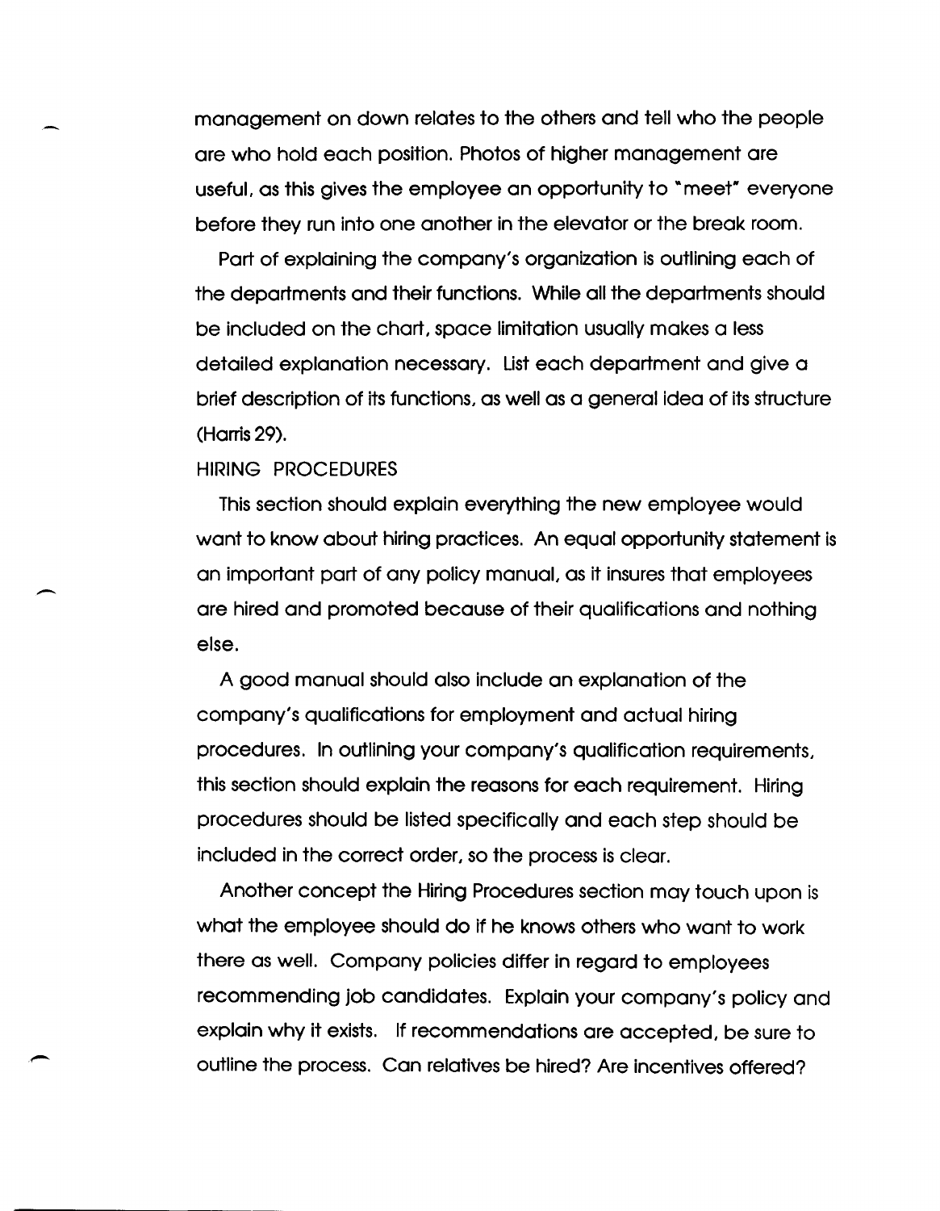management on down relates to the others and tell who the people are who hold each position. Photos of higher management are useful, as this gives the employee an opportunity to "meet" everyone before they run into one another in the elevator or the break room.

Part of explaining the company's organization is outlining each of the departments and their functions. While all the departments should be included on the chart, space limitation usually makes a less detailed explanation necessary. List each department and give a brief description of its functions, as well as a general idea of its structure (Harris 29).

## HIRING PROCEDURES

This section should explain everything the new employee would want to know about hiring practices. An equal opportunity statement is an important part of any policy manual, as it insures that employees are hired and promoted because of their qualifications and nothing else.

A good manual should also include an explanation of the company's qualifications for employment and actual hiring procedures. In outlining your company's qualification requirements, this section should explain the reasons for each requirement. Hiring procedures should be listed specifically and each step should be included in the correct order, so the process is clear.

Another concept the Hiring Procedures section may touch upon is what the employee should do if he knows others who want to work there as well. Company policies differ in regard to employees recommending job candidates. Explain your company's policy and explain why it exists. If recommendations are accepted, be sure to outline the process. Can relatives be hired? Are incentives offered?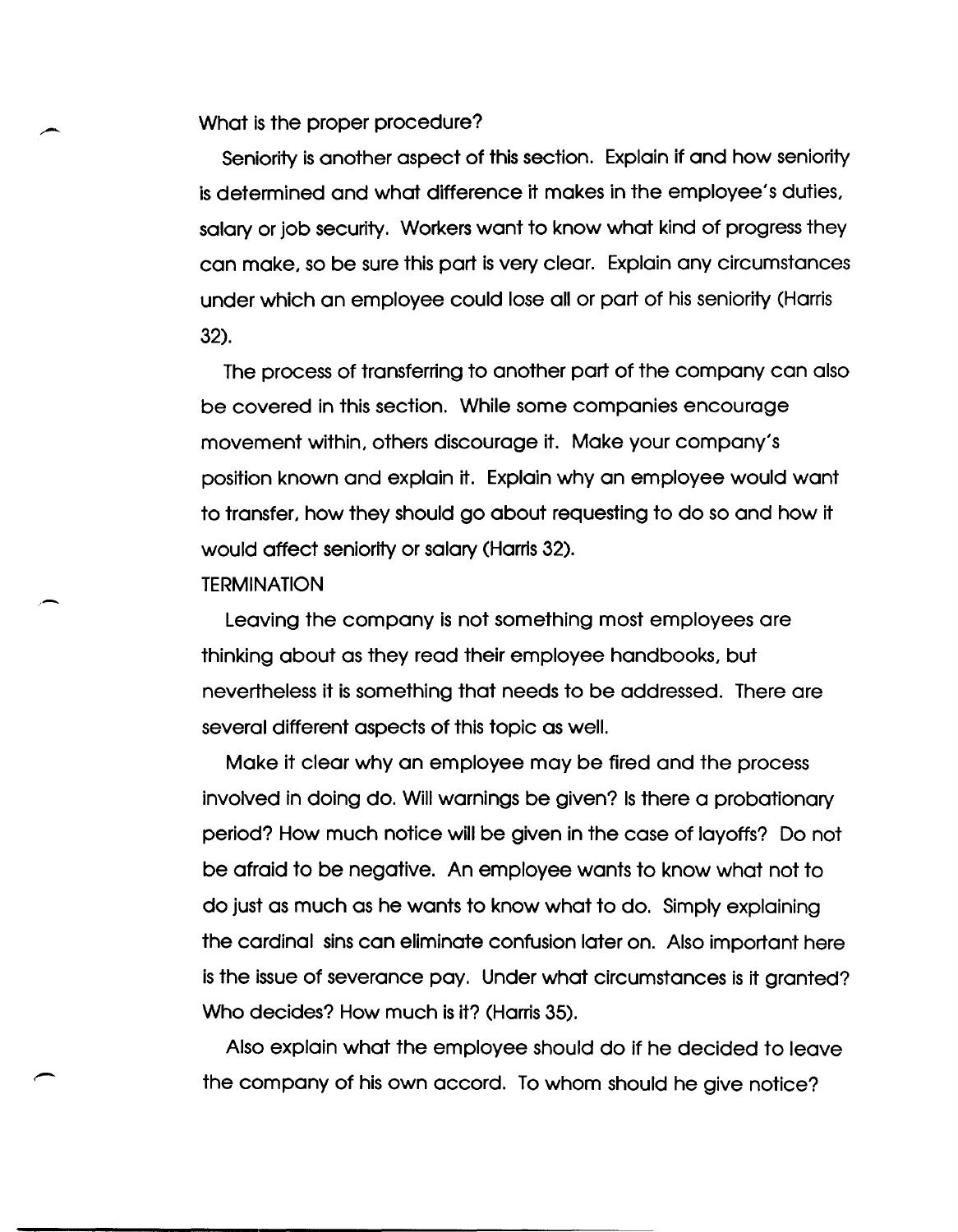What is the proper procedure?

Seniority is another aspect of this section. Explain if and how seniority is determined and what difference it makes in the employee's duties, salary or job security. Workers want to know what kind of progress they can make, so be sure this part is very clear. Explain any circumstances under which an employee could lose all or part of his seniority (Harris 32).

The process of transferring to another part of the company can also be covered in this section. While some companies encourage movement within, others discourage it. Make your company's position known and explain it. Explain why an employee would want to transfer, how they should go about requesting to do so and how it would affect seniority or salary (Harris 32).

## TERMINATION

Leaving the company is not something most employees are thinking about as they read their employee handbooks, but nevertheless it is something that needs to be addressed. There are several different aspects of this topic as well.

Make it clear why an employee may be fired and the process involved in doing do. Will warnings be given? Is there a probationary period? How much notice will be given in the case of layoffs? Do not be afraid to be negative. An employee wants to know what not to do just as much as he wants to know what to do. Simply explaining the cardinal sins can eliminate confusion later on. Also important here is the issue of severance pay. Under what circumstances is it granted? Who decides? How much is it? (Harris 35).

Also explain what the employee should do if he decided to leave the company of his own accord. To whom should he give notice?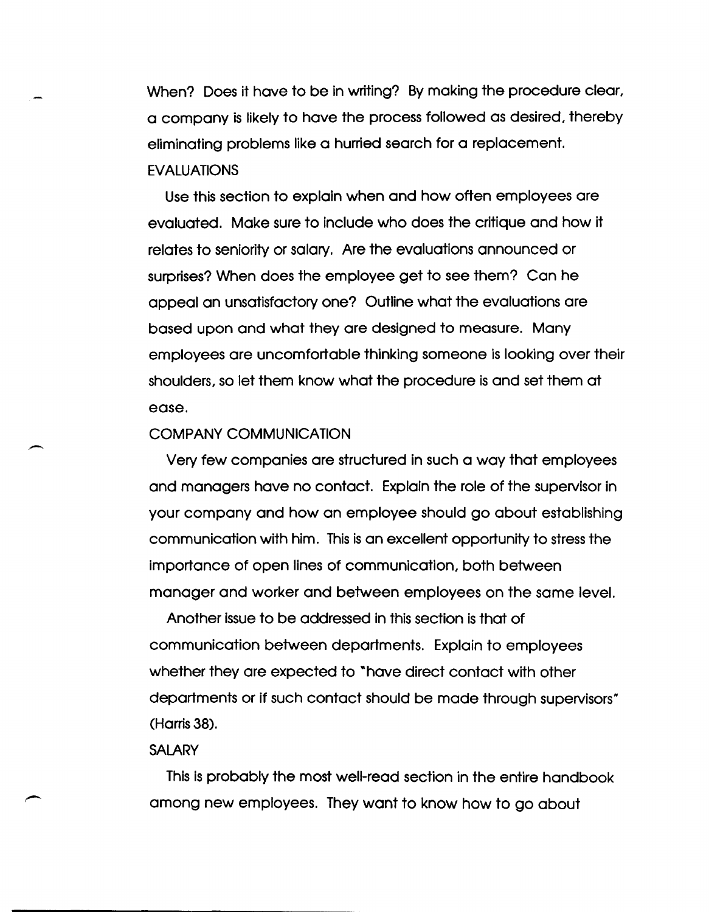When? Does it have to be in writing? By making the procedure clear, a company is likely to have the process followed as desired, thereby eliminating problems like a hurried search for a replacement.

## EVALUATIONS

Use this section to explain when and how often employees are evaluated. Make sure to include who does the critique and how it relates to seniority or salary. Are the evaluations announced or surprises? When does the employee get to see them? Can he appeal an unsatisfactory one? Outline what the evaluations are based upon and what they are designed to measure. Many employees are uncomfortable thinking someone is looking over their shoulders, so let them know what the procedure is and set them at ease.

## COMPANY COMMUNICATION

Very few companies are structured in such a way that employees and managers have no contact. Explain the role of the supervisor in your company and how an employee should go about establishing communication with him. This is an excellent opportunity to stress the importance of open lines of communication, both between manager and worker and between employees on the same level.

Another issue to be addressed in this section is that of communication between departments. Explain to employees whether they are expected to "have direct contact with other departments or if such contact should be made through supervisors" (Harris 38).

## SALARY

This is probably the most well-read section in the entire handbook among new employees. They want to know how to go about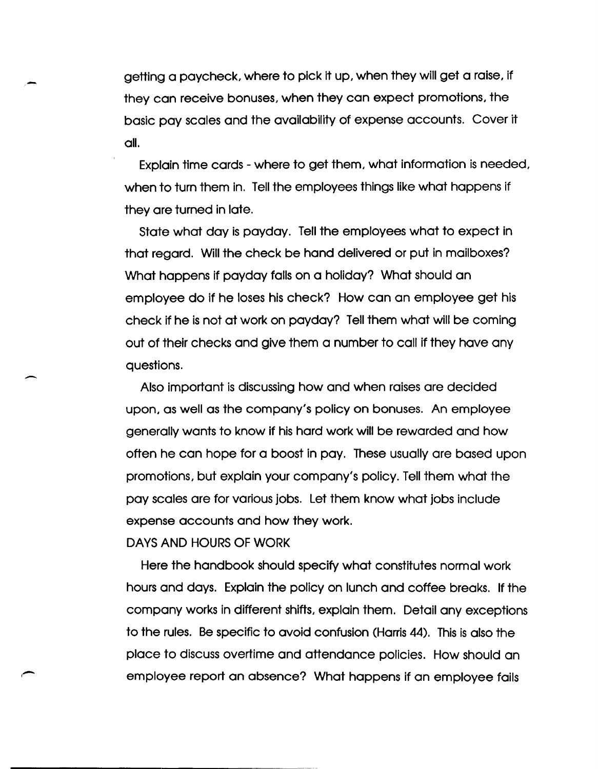getting a paycheck, where to pick it up, when they will get a raise, if they can receive bonuses, when they can expect promotions, the basic pay scales and the availability of expense accounts. Cover it all.

Explain time cards - where to get them, what information is needed, when to turn them in. Tell the employees things like what happens if they are turned in late.

State what day is payday. Tell the employees what to expect in that regard. Will the check be hand delivered or put in mailboxes? What happens if payday falls on a holiday? What should an employee do if he loses his check? How can an employee get his check if he is not at work on payday? Tell them what will be coming out of their checks and give them a number to call if they have any questions.

Also important is discussing how and when raises are decided upon, as well as the company's policy on bonuses. An employee generally wants to know if his hard work will be rewarded and how often he can hope for a boost in pay. These usually are based upon promotions, but explain your company's policy. Tell them what the pay scales are for various jobs. Let them know what jobs include expense accounts and how they work.

## DAYS AND HOURS OF WORK

Here the handbook should specify what constitutes normal work hours and days. Explain the policy on lunch and coffee breaks. If the company works in different shifts, explain them. Detail any exceptions to the rules. Be specific to avoid confusion (Harris 44). This is also the place to discuss overtime and attendance policies. How should an employee report an absence? What happens if an employee fails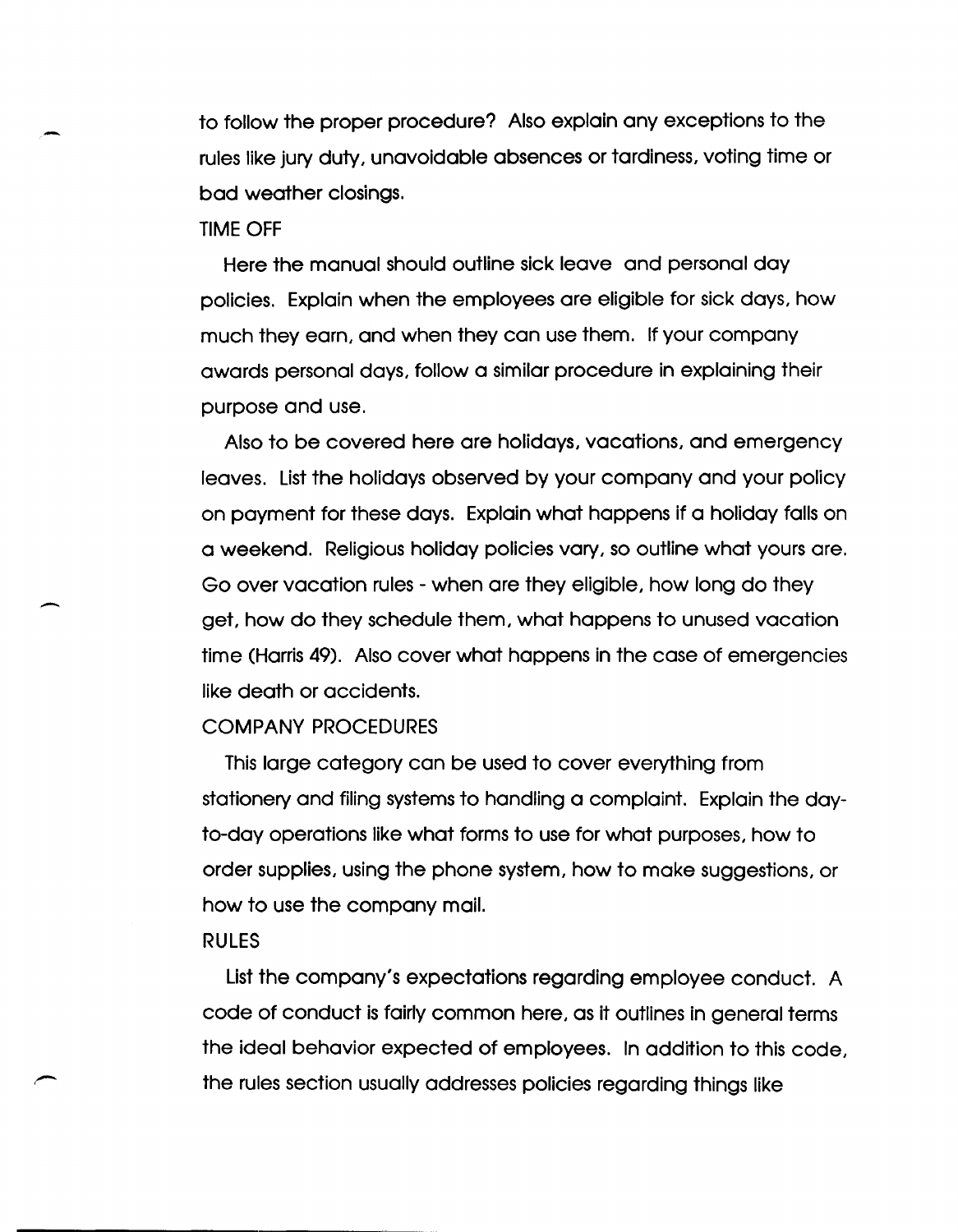to follow the proper procedure? Also explain any exceptions to the rules like jury duty, unavoidable absences or tardiness, voting time or bad weather closings.

## TIME OFF

Here the manual should outline sick leave and personal day policies. Explain when the employees are eligible for sick days, how much they earn, and when they can use them. If your company awards personal days, follow a similar procedure in explaining their purpose and use.

Also to be covered here are holidays, vacations, and emergency leaves. List the holidays observed by your company and your policy on payment for these days. Explain what happens if a holiday falls on a weekend. Religious holiday policies vary, so outline what yours are. Go over vacation rules - when are they eligible, how long do they get, how do they schedule them, what happens to unused vacation time (Harris 49). Also cover what happens in the case of emergencies like death or accidents.

## COMPANY PROCEDURES

This large category can be used to cover everything from stationery and filing systems to handling a complaint. Explain the day-to-day operations like what forms to use for what purposes, how to order supplies, using the phone system, how to make suggestions, or how to use the company mail.

## RULES

List the company's expectations regarding employee conduct. A code of conduct is fairly common here, as it outlines in general terms the ideal behavior expected of employees. In addition to this code, the rules section usually addresses policies regarding things like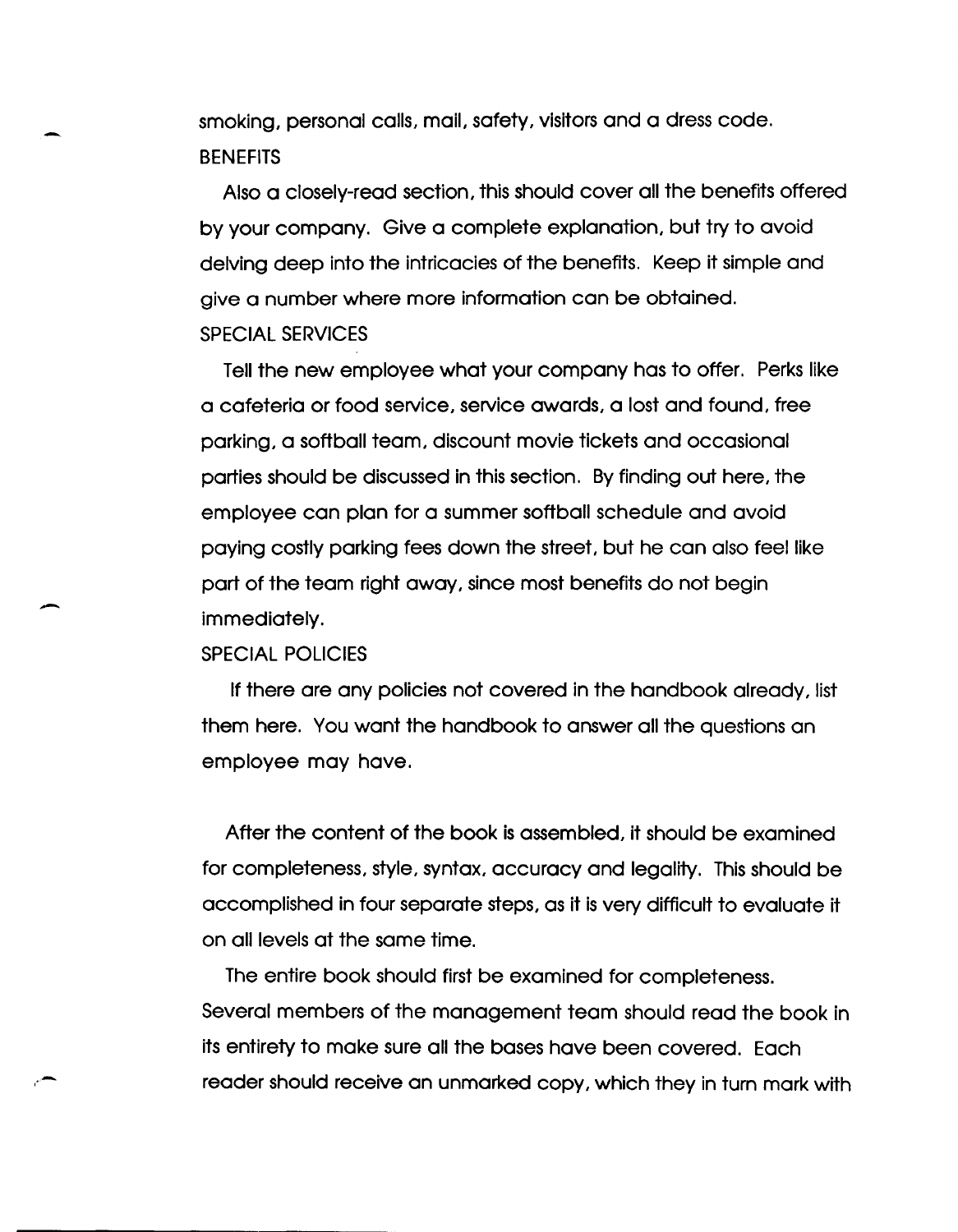smoking, personal calls, mail, safety, visitors and a dress code.

BENEFITS

Also a closely-read section, this should cover all the benefits offered by your company. Give a complete explanation, but try to avoid delving deep into the intricacies of the benefits. Keep it simple and give a number where more information can be obtained.

SPECIAL SERVICES

Tell the new employee what your company has to offer. Perks like a cafeteria or food service, service awards, a lost and found, free parking, a softball team, discount movie tickets and occasional parties should be discussed in this section. By finding out here, the employee can plan for a summer softball schedule and avoid paying costly parking fees down the street, but he can also feel like part of the team right away, since most benefits do not begin immediately.

SPECIAL POLICIES

If there are any policies not covered in the handbook already, list them here. You want the handbook to answer all the questions an employee may have.

After the content of the book is assembled, it should be examined for completeness, style, syntax, accuracy and legality. This should be accomplished in four separate steps, as it is very difficult to evaluate it on all levels at the same time.

The entire book should first be examined for completeness. Several members of the management team should read the book in its entirety to make sure all the bases have been covered. Each reader should receive an unmarked copy, which they in turn mark with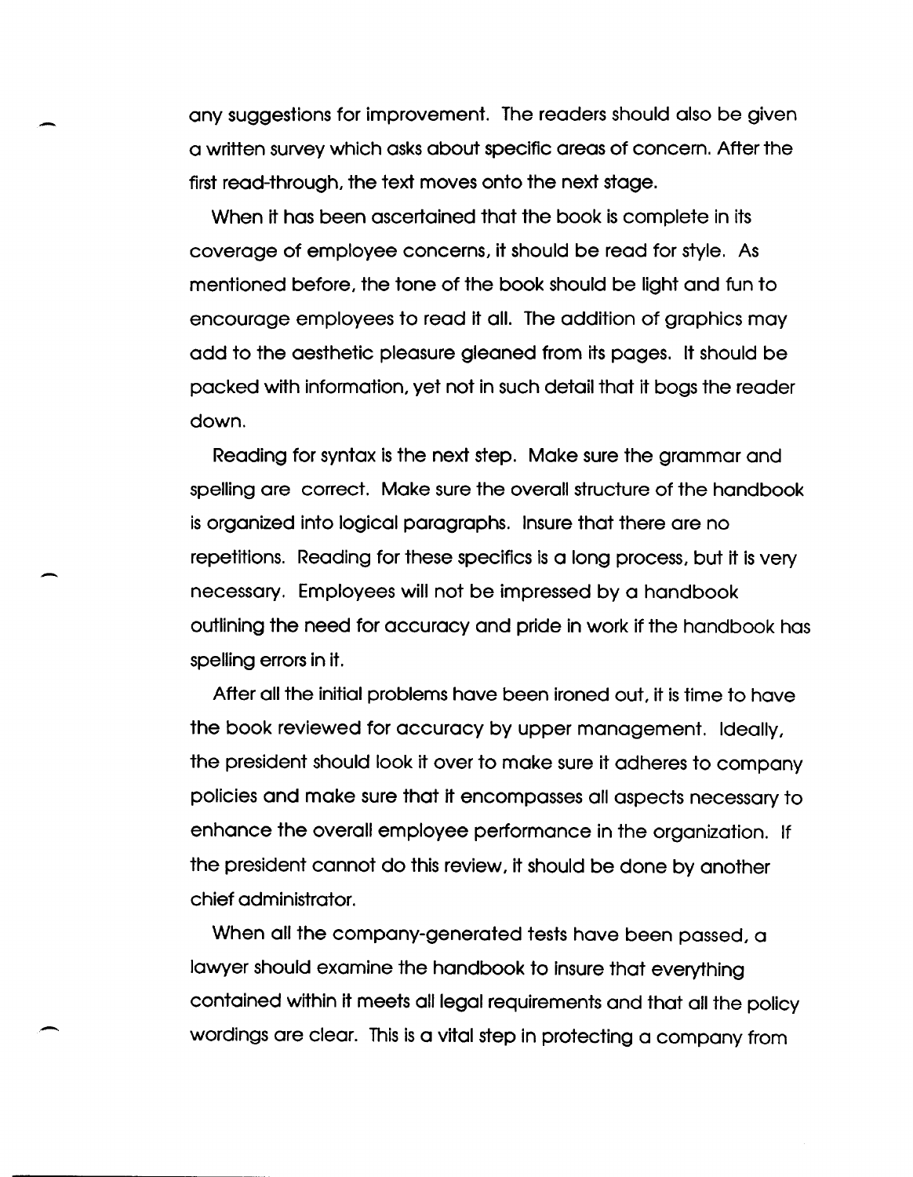any suggestions for improvement. The readers should also be given a written survey which asks about specific areas of concern. After the first read-through, the text moves onto the next stage.

When it has been ascertained that the book is complete in its coverage of employee concerns, it should be read for style. As mentioned before, the tone of the book should be light and fun to encourage employees to read it all. The addition of graphics may add to the aesthetic pleasure gleaned from its pages. It should be packed with information, yet not in such detail that it bogs the reader down.

Reading for syntax is the next step. Make sure the grammar and spelling are correct. Make sure the overall structure of the handbook is organized into logical paragraphs. Insure that there are no repetitions. Reading for these specifics is a long process, but it is very necessary. Employees will not be impressed by a handbook outlining the need for accuracy and pride in work if the handbook has spelling errors in it.

After all the initial problems have been ironed out, it is time to have the book reviewed for accuracy by upper management. Ideally, the president should look it over to make sure it adheres to company policies and make sure that it encompasses all aspects necessary to enhance the overall employee performance in the organization. If the president cannot do this review, it should be done by another chief administrator.

When all the company-generated tests have been passed, a lawyer should examine the handbook to insure that everything contained within it meets all legal requirements and that all the policy wordings are clear. This is a vital step in protecting a company from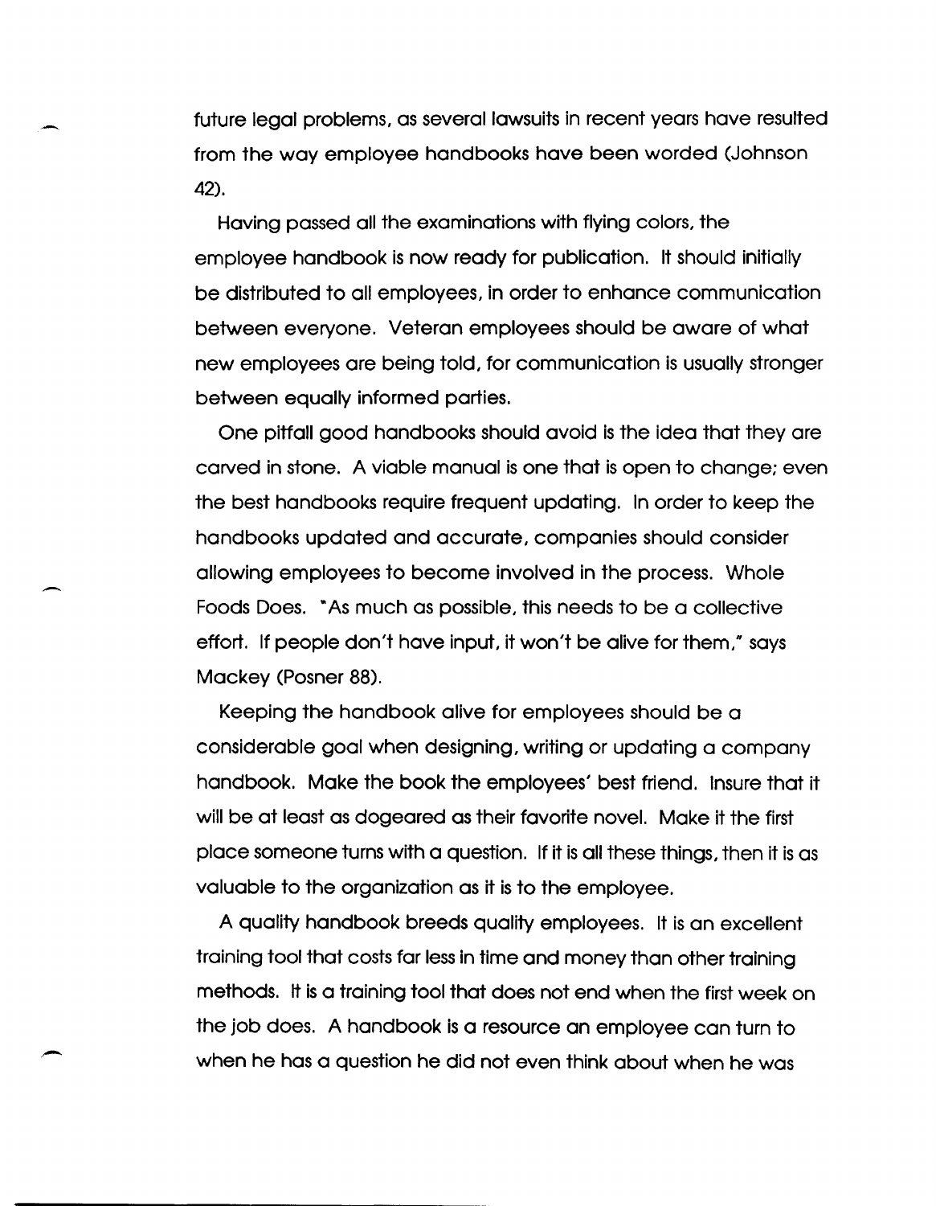future legal problems, as several lawsuits in recent years have resulted from the way employee handbooks have been worded (Johnson 42).

Having passed all the examinations with flying colors, the employee handbook is now ready for publication. It should initially be distributed to all employees, in order to enhance communication between everyone. Veteran employees should be aware of what new employees are being told, for communication is usually stronger between equally informed parties.

One pitfall good handbooks should avoid is the idea that they are carved in stone. A viable manual is one that is open to change; even the best handbooks require frequent updating. In order to keep the handbooks updated and accurate, companies should consider allowing employees to become involved in the process. Whole Foods Does. "As much as possible, this needs to be a collective effort. If people don't have input, it won't be alive for them," says Mackey (Posner 88).

Keeping the handbook alive for employees should be a considerable goal when designing, writing or updating a company handbook. Make the book the employees' best friend. Insure that it will be at least as dogeared as their favorite novel. Make it the first place someone turns with a question. If it is all these things, then it is as valuable to the organization as it is to the employee.

A quality handbook breeds quality employees. It is an excellent training tool that costs far less in time and money than other training methods. It is a training tool that does not end when the first week on the job does. A handbook is a resource an employee can turn to when he has a question he did not even think about when he was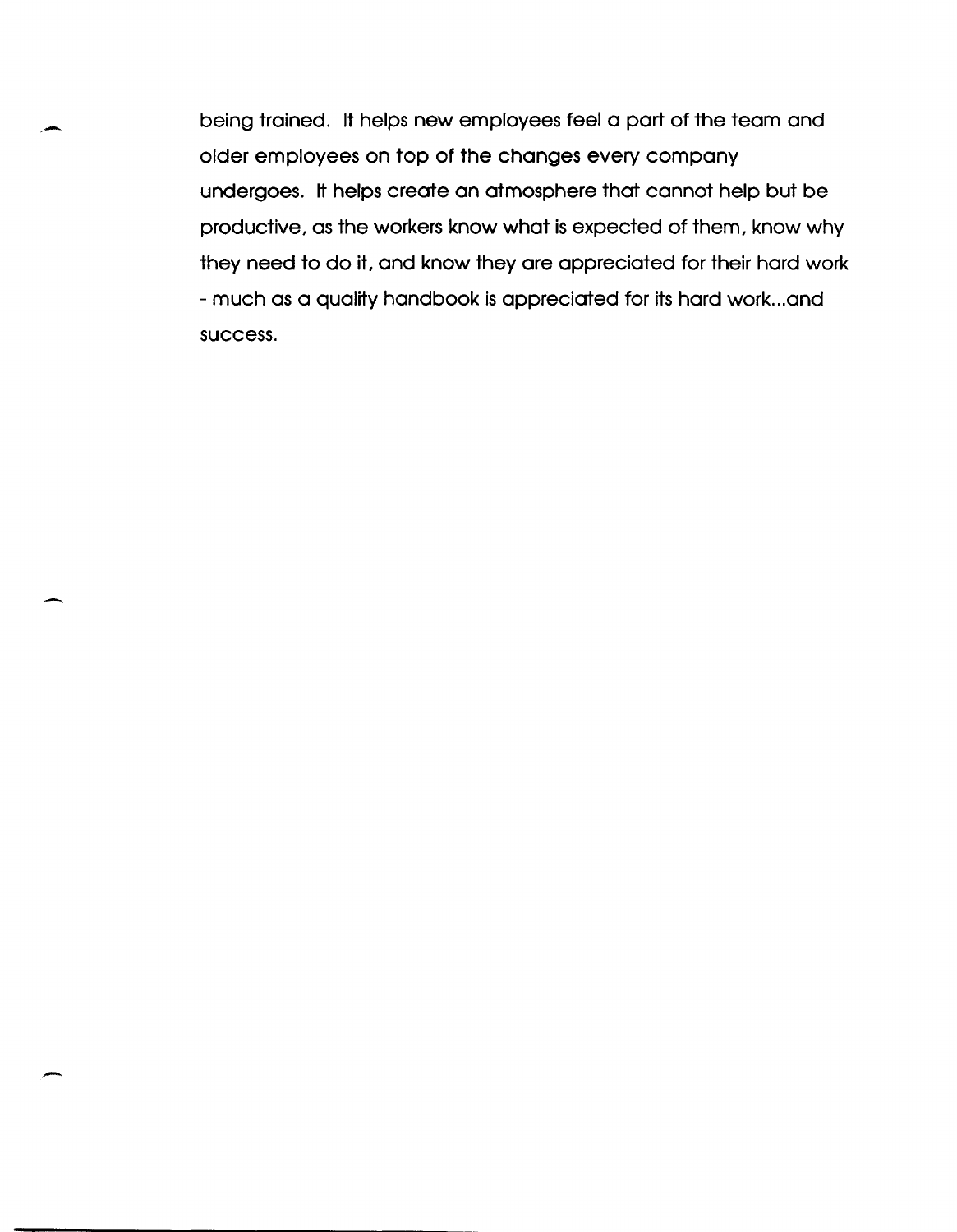being trained. It helps new employees feel a part of the team and older employees on top of the changes every company undergoes. It helps create an atmosphere that cannot help but be productive, as the workers know what is expected of them, know why they need to do it, and know they are appreciated for their hard work - much as a quality handbook is appreciated for its hard work...and success.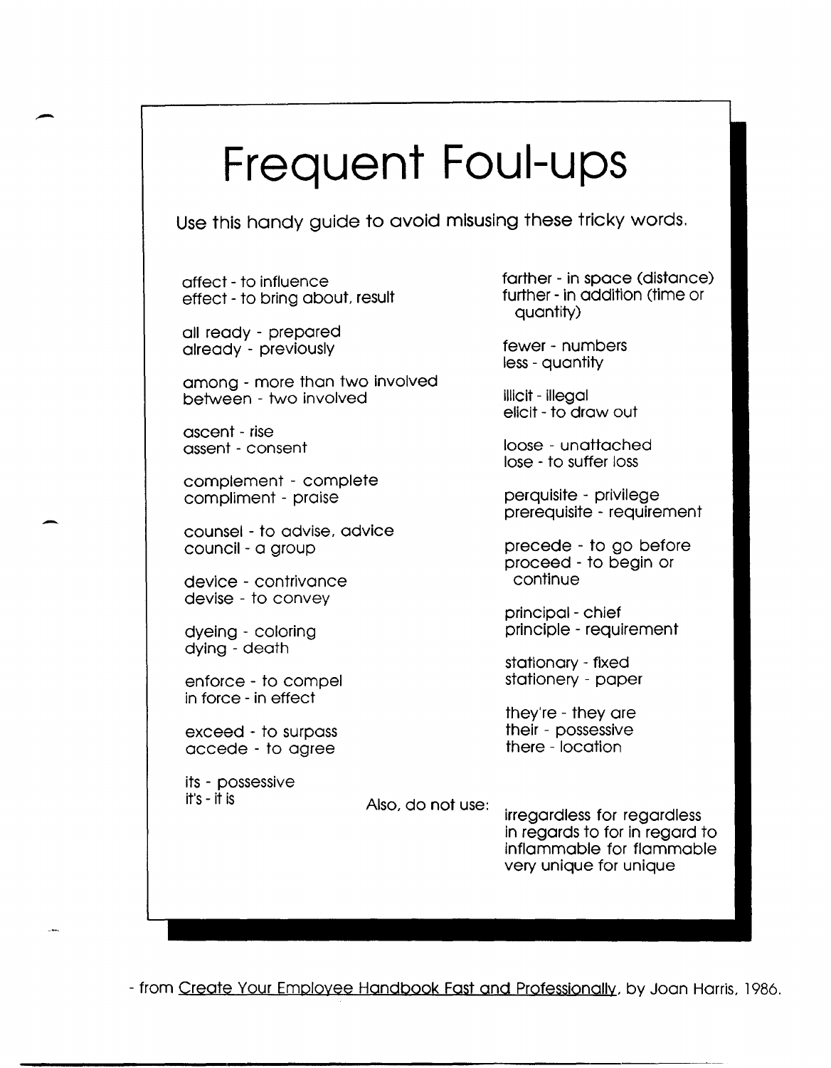# Frequent Foul-ups

Use this handy guide to avoid misusing these tricky words.

affect - to influence
effect - to bring about, result

all ready - prepared
already - previously

among - more than two involved
between - two involved

ascent - rise
assent - consent

complement - complete
compliment - praise

counsel - to advise, advice
council - a group

device - contrivance
devise - to convey

dyeing - coloring
dying - death

enforce - to compel
in force - in effect

exceed - to surpass
accede - to agree

its - possessive
it's - it is

farther - in space (distance)
further - in addition (time or quantity)

fewer - numbers
less - quantity

illicit - illegal
elicit - to draw out

loose - unattached
lose - to suffer loss

perquisite - privilege
prerequisite - requirement

precede - to go before
proceed - to begin or continue

principal - chief
principle - requirement

stationary - fixed
stationery - paper

they're - they are
their - possessive
there - location

Also, do not use:

irregardless for regardless
in regards to for in regard to
inflammable for flammable
very unique for unique

- from Create Your Employee Handbook Fast and Professionally, by Joan Harris, 1986.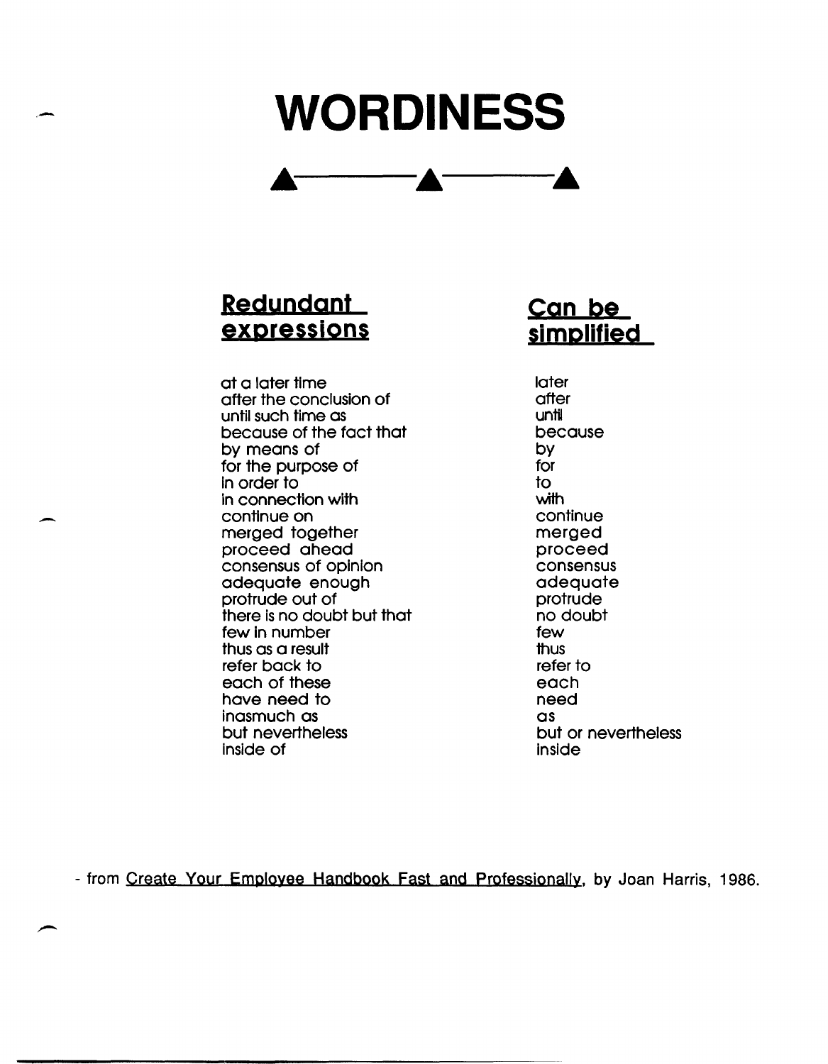# WORDINESS

| Redundant expressions | Can be simplified |
| --- | --- |
| at a later time | later |
| after the conclusion of | after |
| until such time as | until |
| because of the fact that | because |
| by means of | by |
| for the purpose of | for |
| in order to | to |
| in connection with | with |
| continue on | continue |
| merged together | merged |
| proceed ahead | proceed |
| consensus of opinion | consensus |
| adequate enough | adequate |
| protrude out of | protrude |
| there is no doubt but that | no doubt |
| few in number | few |
| thus as a result | thus |
| refer back to | refer to |
| each of these | each |
| have need to | need |
| inasmuch as | as |
| but nevertheless | but or nevertheless |
| inside of | inside |

- from Create Your Employee Handbook Fast and Professionally, by Joan Harris, 1986.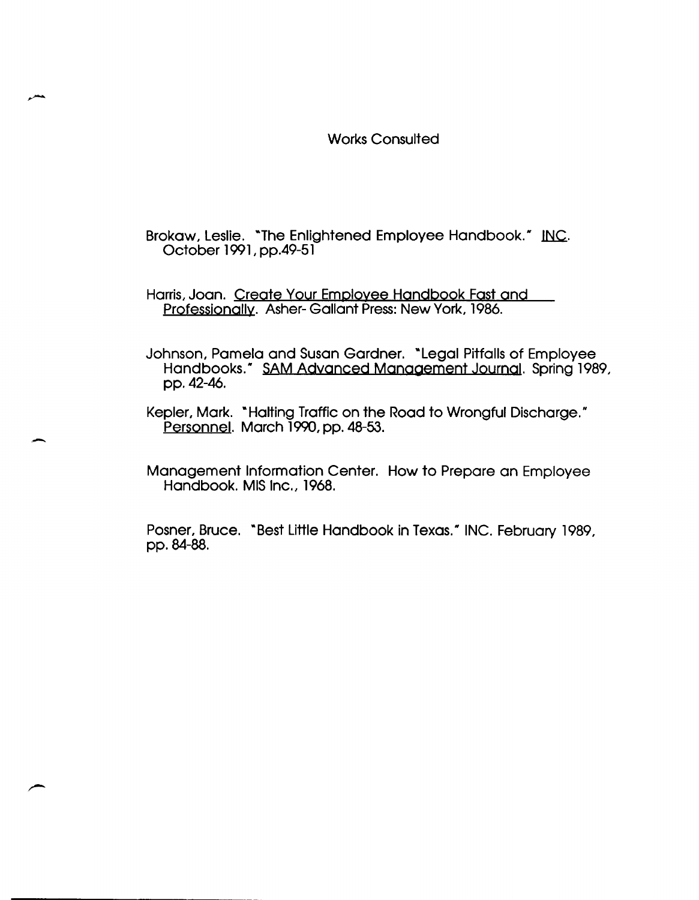# Works Consulted

Brokaw, Leslie. "The Enlightened Employee Handbook." INC. October 1991, pp.49-51

Harris, Joan. Create Your Employee Handbook Fast and Professionally. Asher- Gallant Press: New York, 1986.

Johnson, Pamela and Susan Gardner. "Legal Pitfalls of Employee Handbooks." SAM Advanced Management Journal. Spring 1989, pp. 42-46.

Kepler, Mark. "Halting Traffic on the Road to Wrongful Discharge." Personnel. March 1990, pp. 48-53.

Management Information Center. How to Prepare an Employee Handbook. MIS Inc., 1968.

Posner, Bruce. "Best Little Handbook in Texas." INC. February 1989, pp. 84-88.